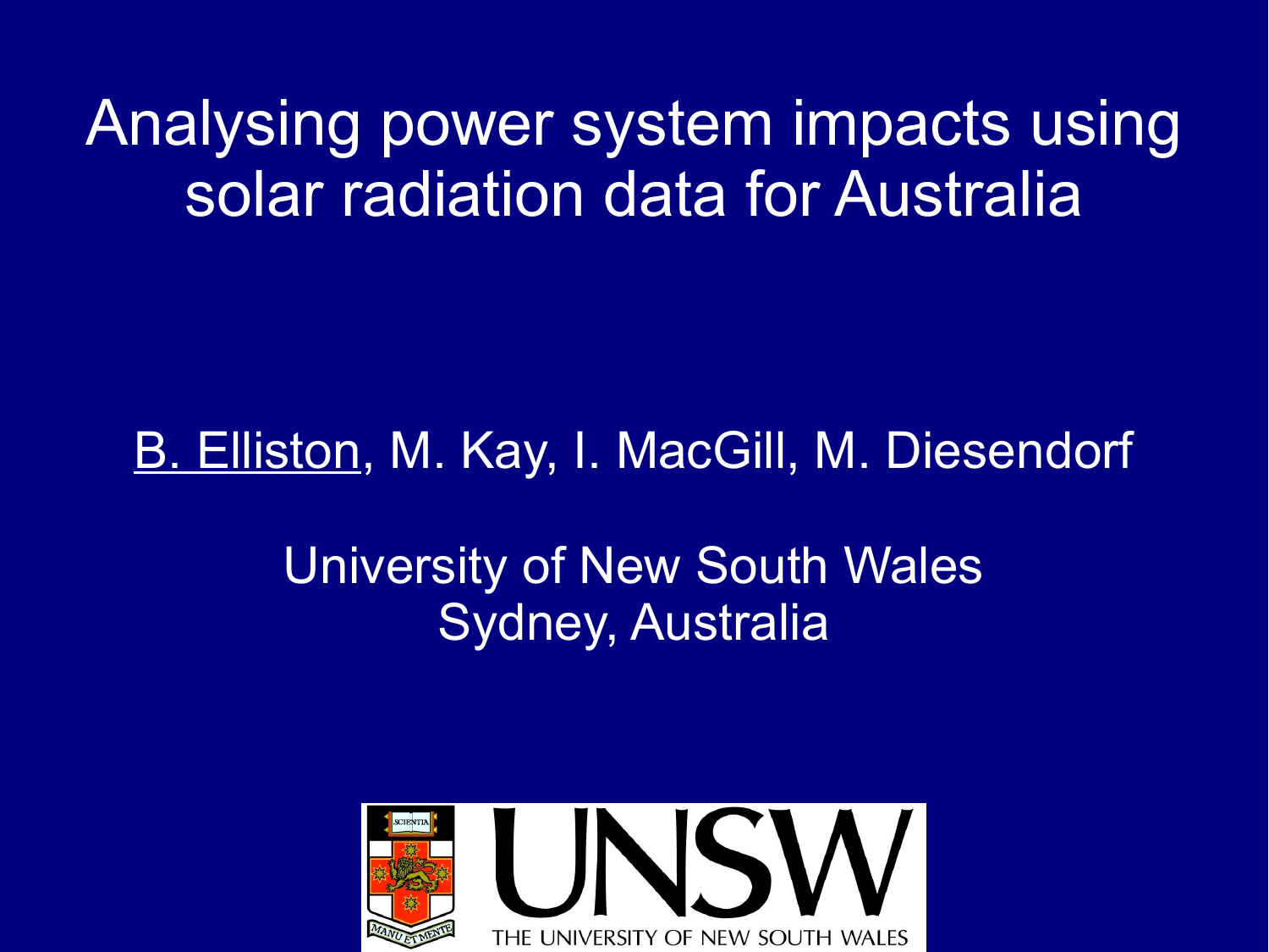# Analysing power system impacts using solar radiation data for Australia

B. Elliston, M. Kay, I. MacGill, M. Diesendorf

University of New South Wales
Sydney, Australia

UNSW
THE UNIVERSITY OF NEW SOUTH WALES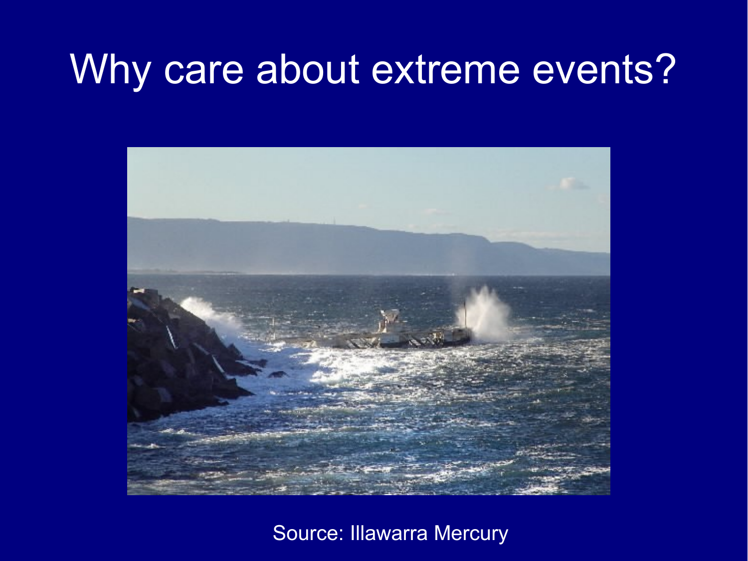# Why care about extreme events?

Source: Illawarra Mercury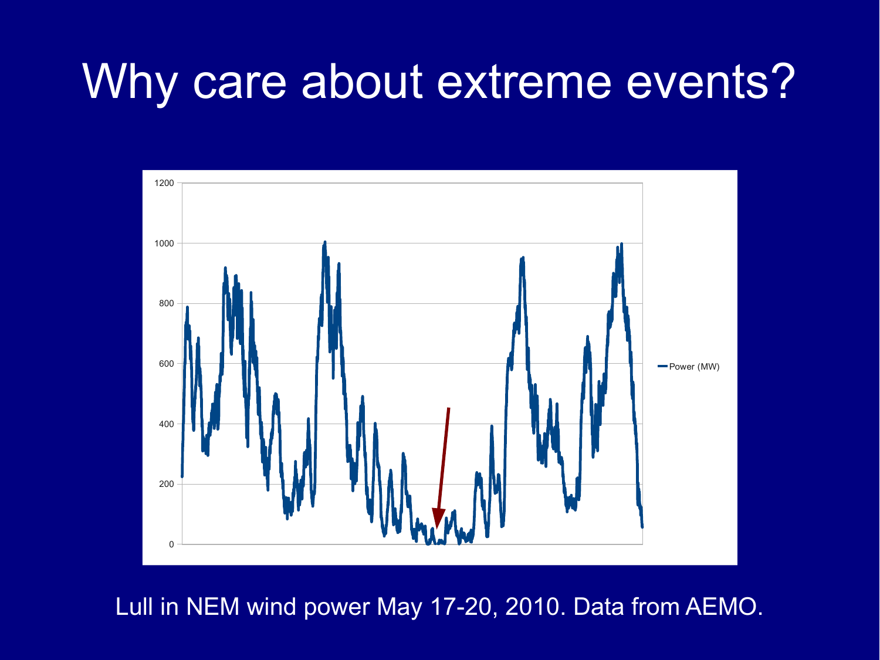# Why care about extreme events?

Lull in NEM wind power May 17-20, 2010. Data from AEMO.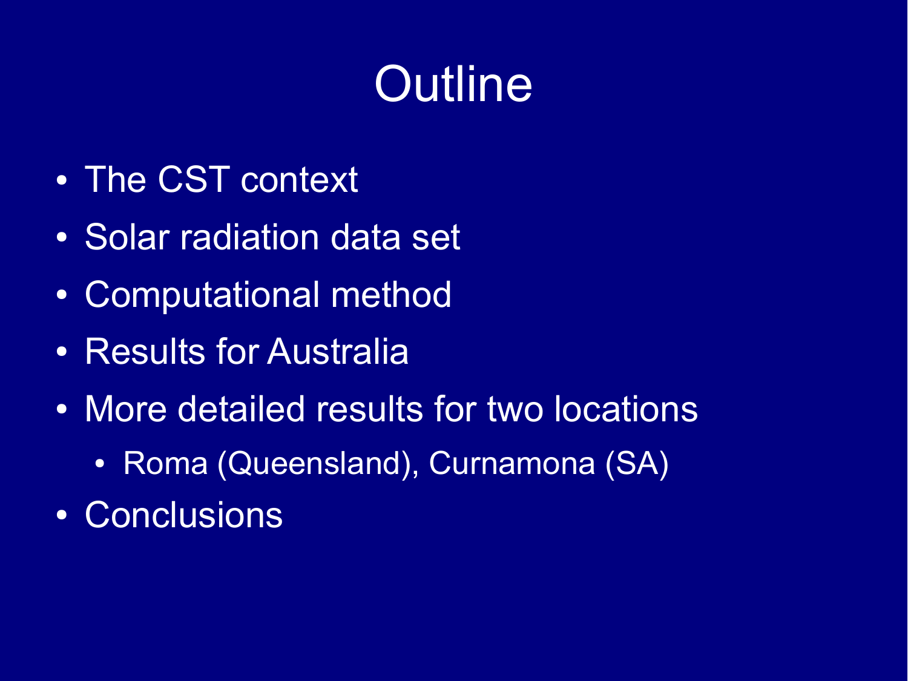# Outline

- The CST context
- Solar radiation data set
- Computational method
- Results for Australia
- More detailed results for two locations
  - Roma (Queensland), Curnamona (SA)
- Conclusions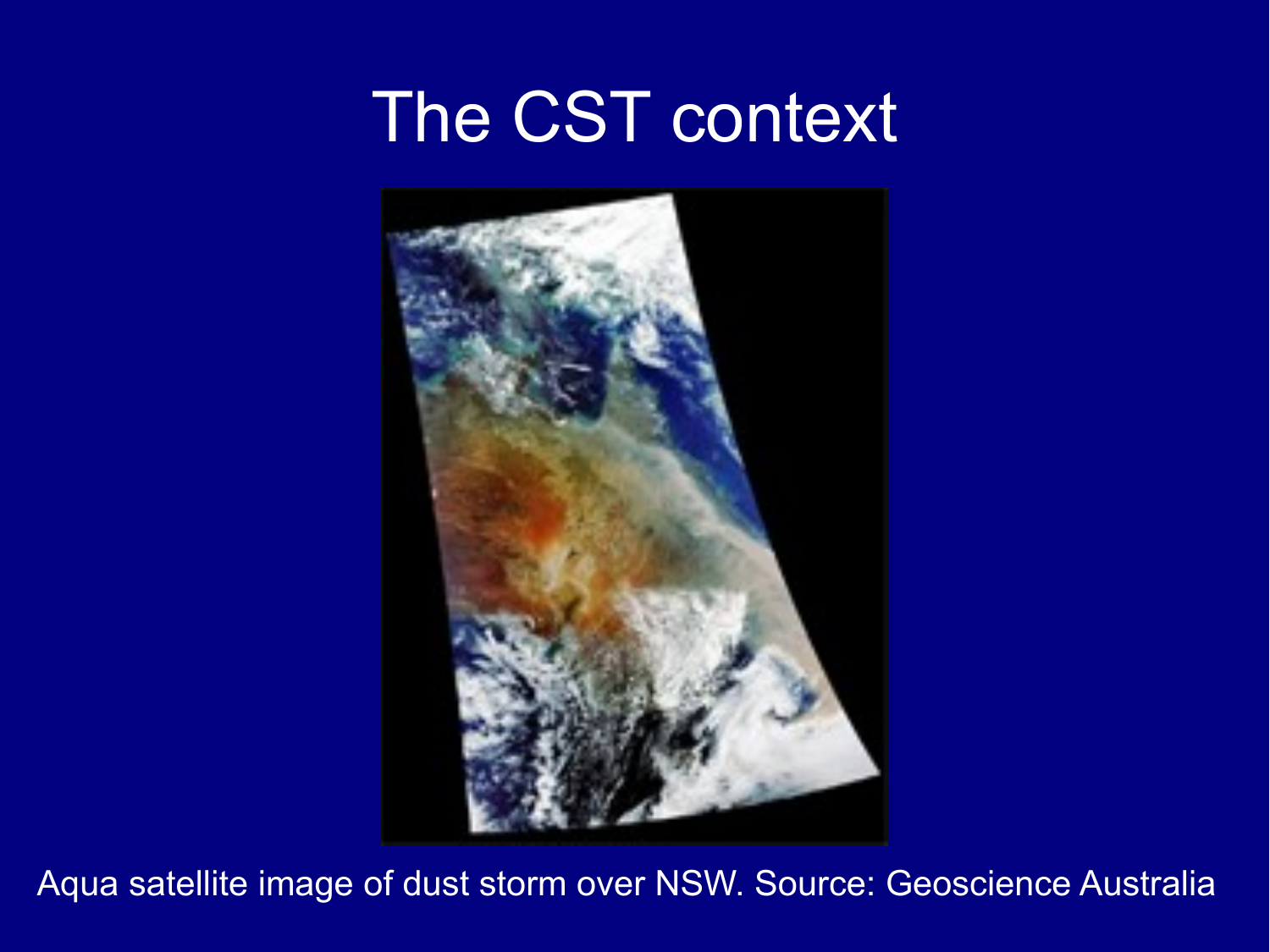# The CST context

Aqua satellite image of dust storm over NSW. Source: Geoscience Australia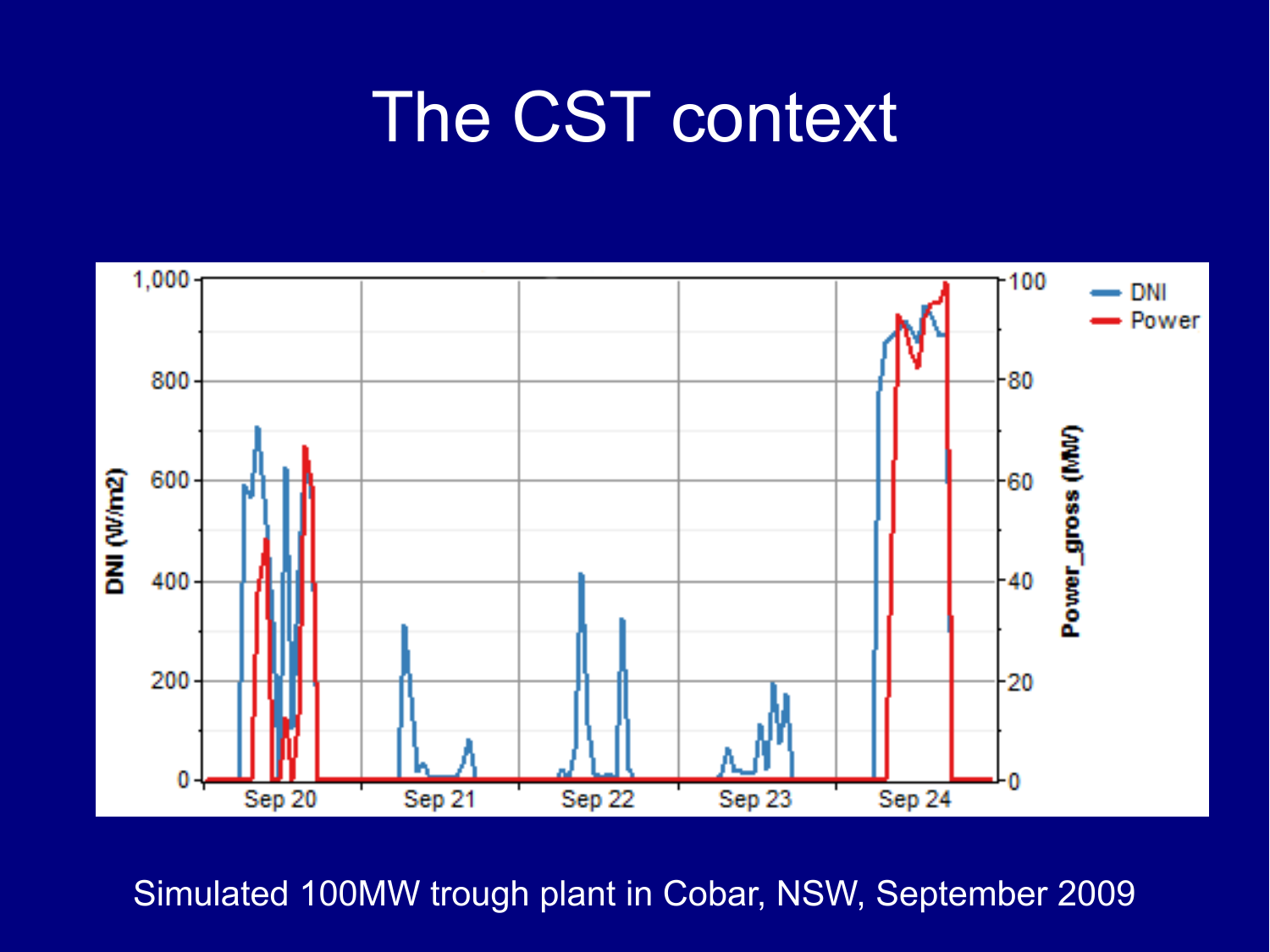# The CST context

Simulated 100MW trough plant in Cobar, NSW, September 2009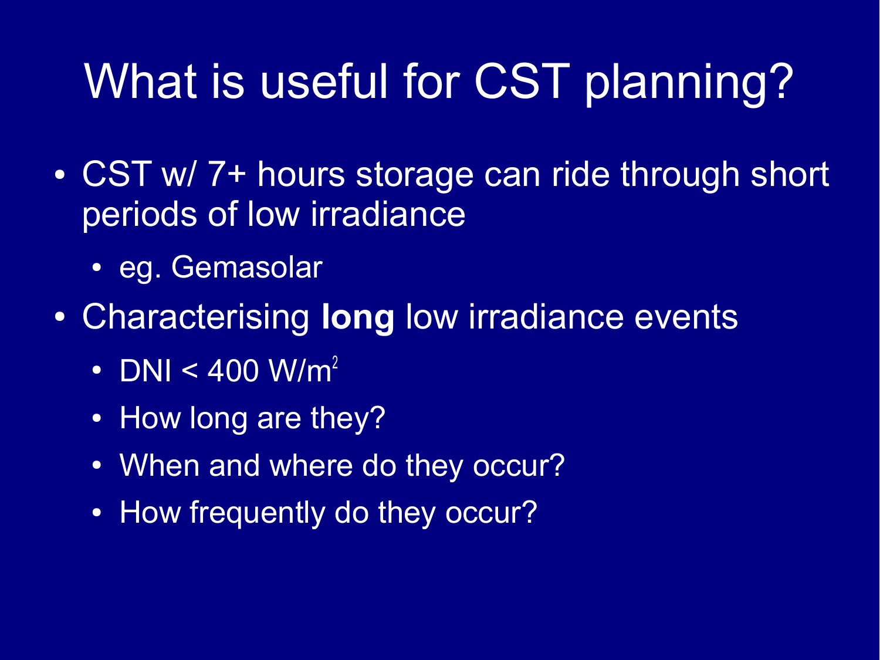# What is useful for CST planning?

- CST w/ 7+ hours storage can ride through short periods of low irradiance
  - eg. Gemasolar
- Characterising **long** low irradiance events
  - DNI < 400 W/$m^2$
  - How long are they?
  - When and where do they occur?
  - How frequently do they occur?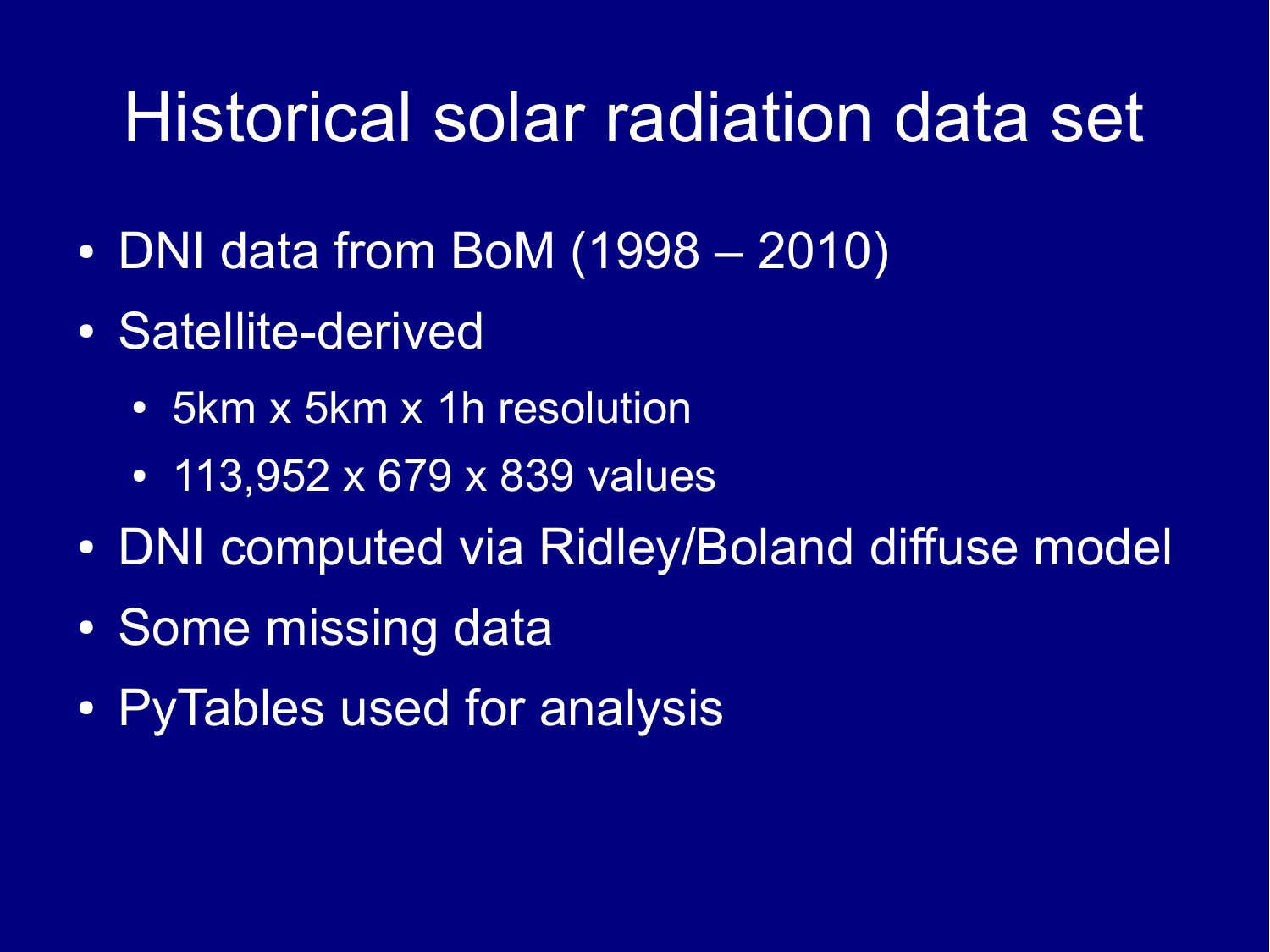# Historical solar radiation data set

- DNI data from BoM (1998 – 2010)
- Satellite-derived
  - 5km x 5km x 1h resolution
  - 113,952 x 679 x 839 values
- DNI computed via Ridley/Boland diffuse model
- Some missing data
- PyTables used for analysis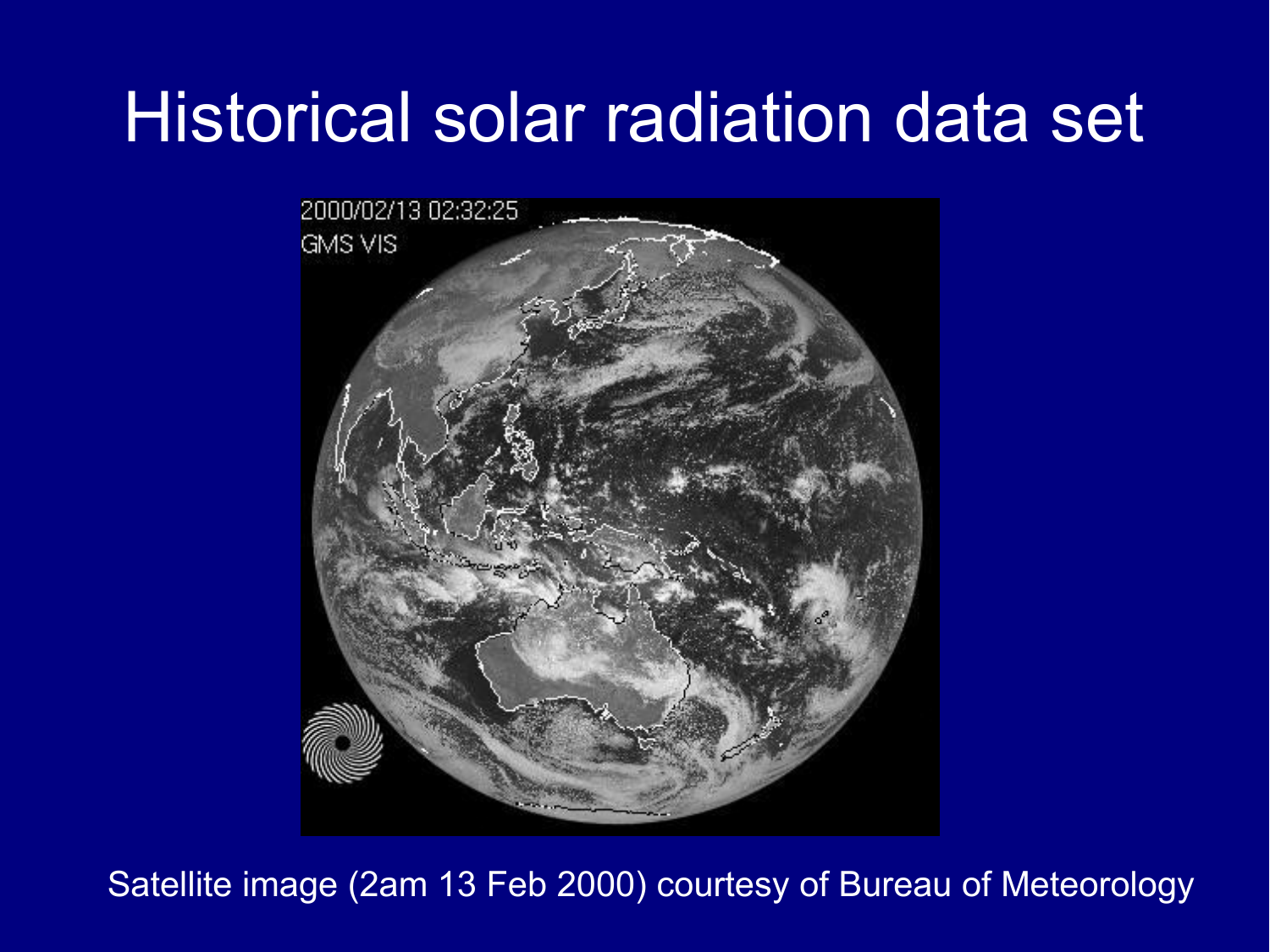# Historical solar radiation data set

Satellite image (2am 13 Feb 2000) courtesy of Bureau of Meteorology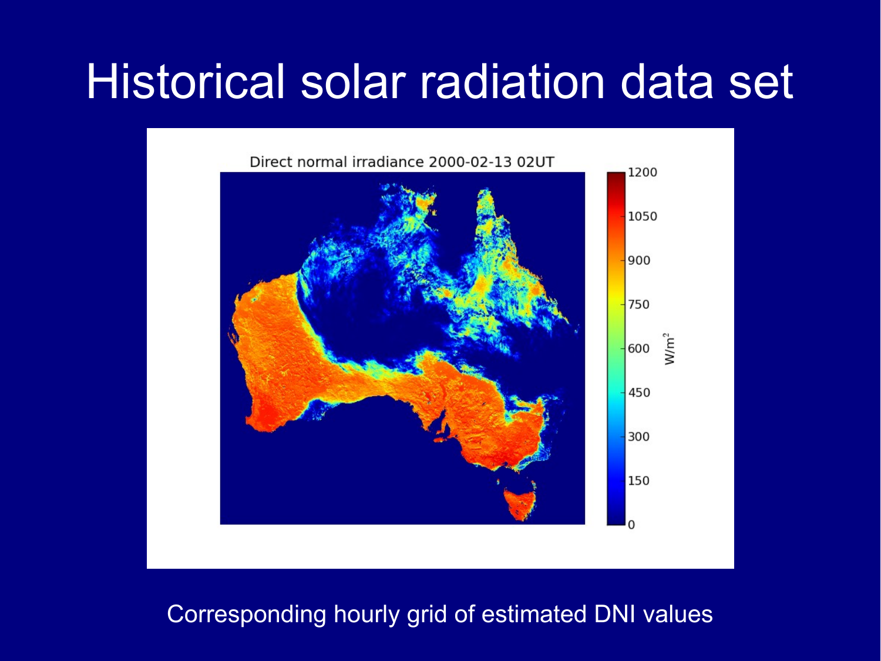# Historical solar radiation data set

Direct normal irradiance 2000-02-13 02UT

Corresponding hourly grid of estimated DNI values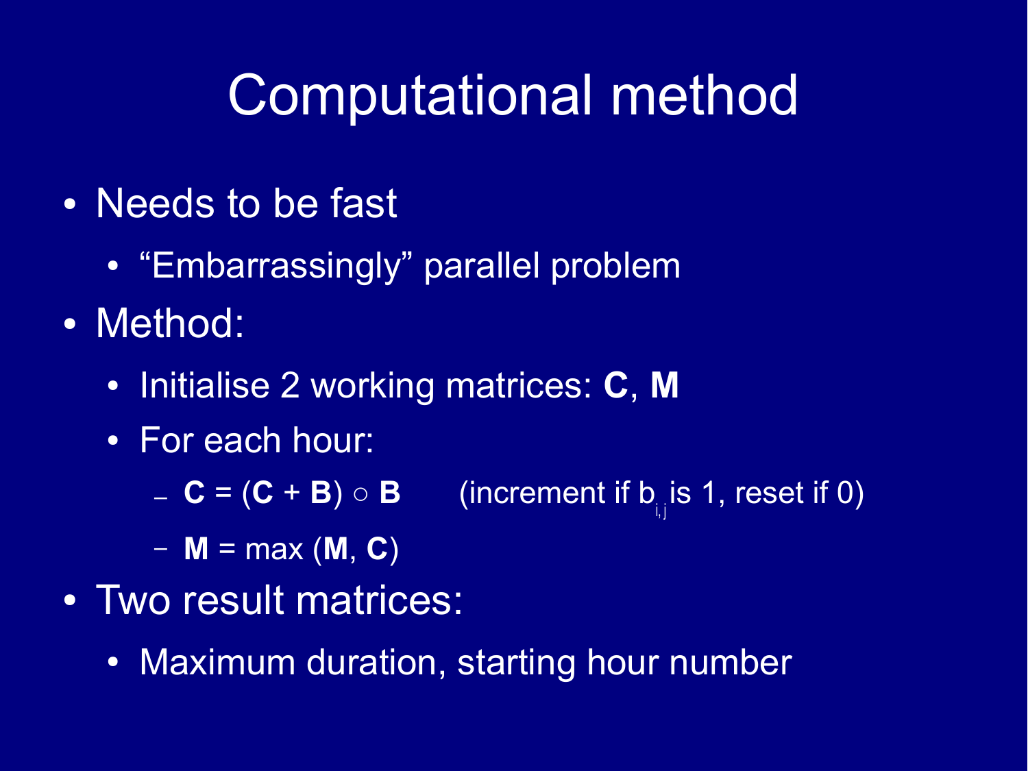# Computational method

- Needs to be fast
  - “Embarrassingly” parallel problem
- Method:
  - Initialise 2 working matrices: **C**, **M**
  - For each hour:
    - $\mathbf{C} = (\mathbf{C} + \mathbf{B}) \circ \mathbf{B}$ (increment if $b_{i,j}$ is 1, reset if 0)
    - $\mathbf{M} = \max(\mathbf{M}, \mathbf{C})$
- Two result matrices:
  - Maximum duration, starting hour number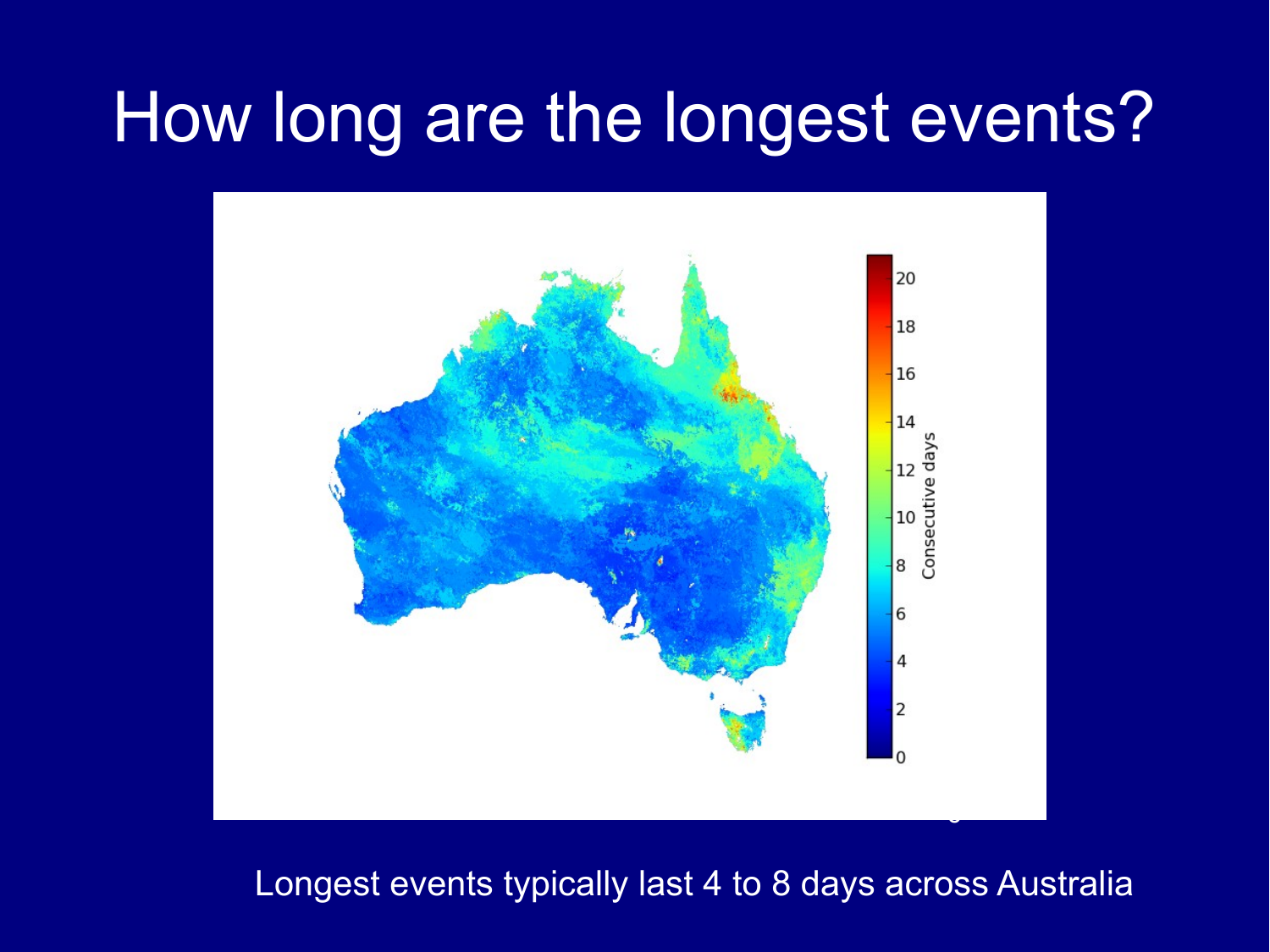# How long are the longest events?

Longest events typically last 4 to 8 days across Australia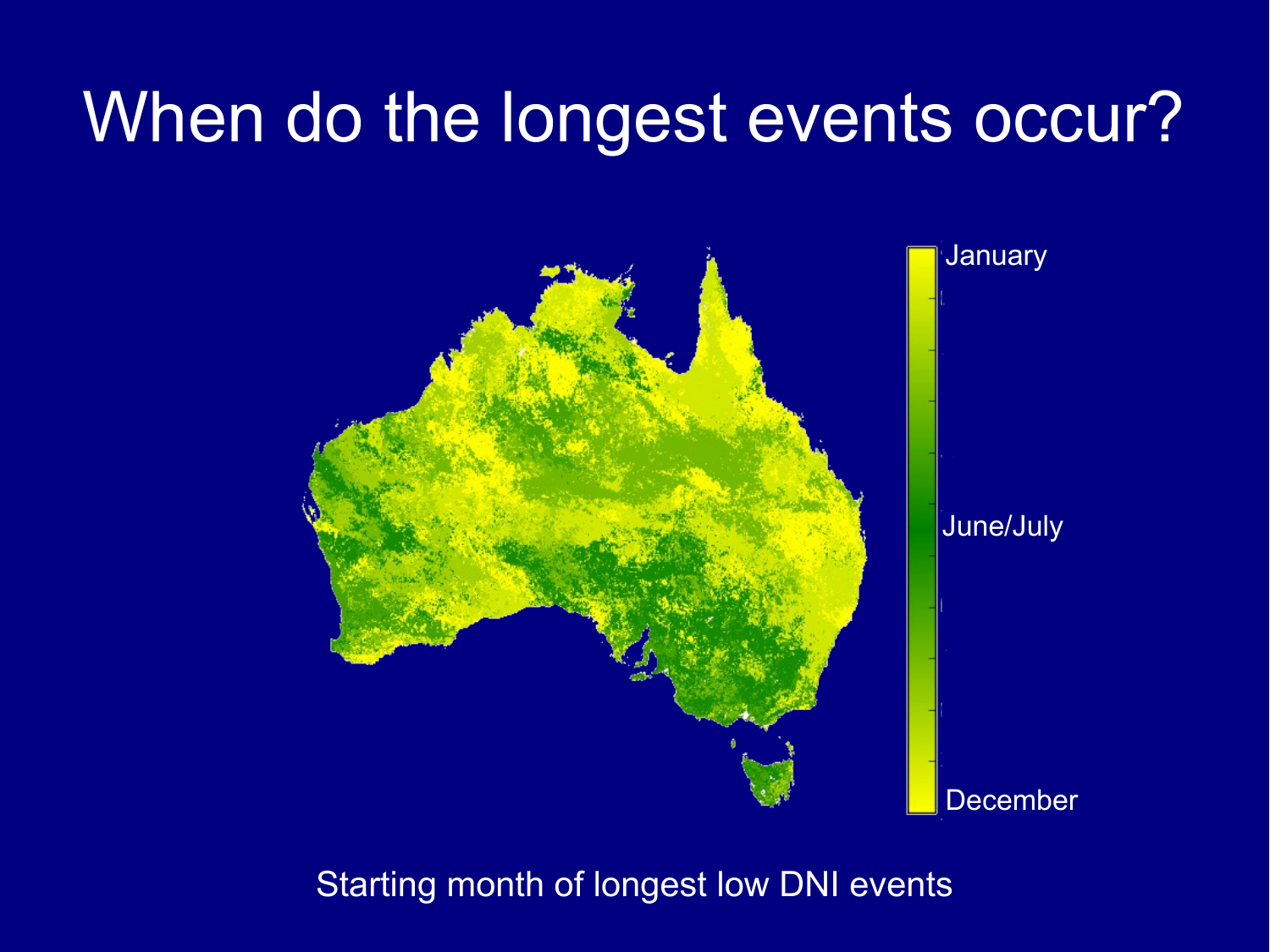# When do the longest events occur?

Starting month of longest low DNI events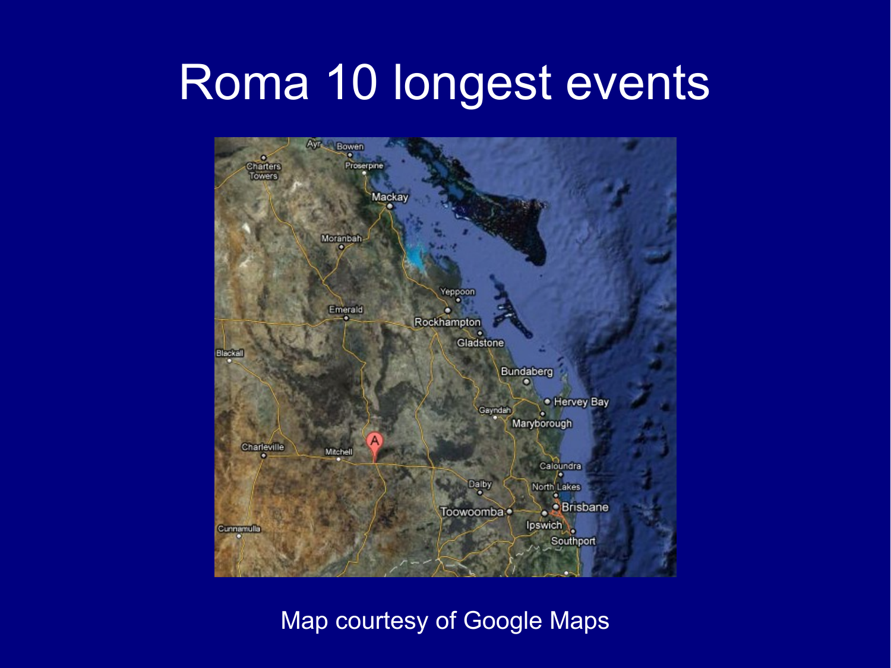# Roma 10 longest events

Map courtesy of Google Maps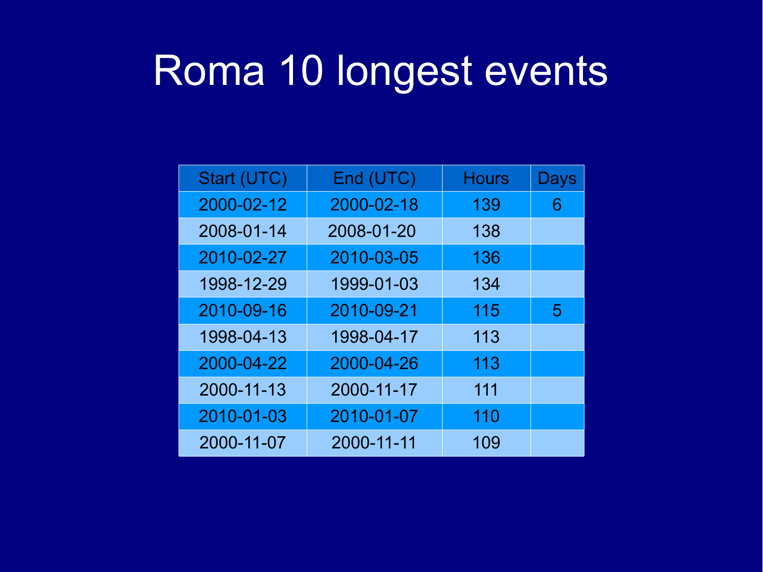# Roma 10 longest events

| Start (UTC) | End (UTC) | Hours | Days |
|---|---|---|---|
| 2000-02-12 | 2000-02-18 | 139 | 6 |
| 2008-01-14 | 2008-01-20 | 138 | |
| 2010-02-27 | 2010-03-05 | 136 | |
| 1998-12-29 | 1999-01-03 | 134 | |
| 2010-09-16 | 2010-09-21 | 115 | 5 |
| 1998-04-13 | 1998-04-17 | 113 | |
| 2000-04-22 | 2000-04-26 | 113 | |
| 2000-11-13 | 2000-11-17 | 111 | |
| 2010-01-03 | 2010-01-07 | 110 | |
| 2000-11-07 | 2000-11-11 | 109 | |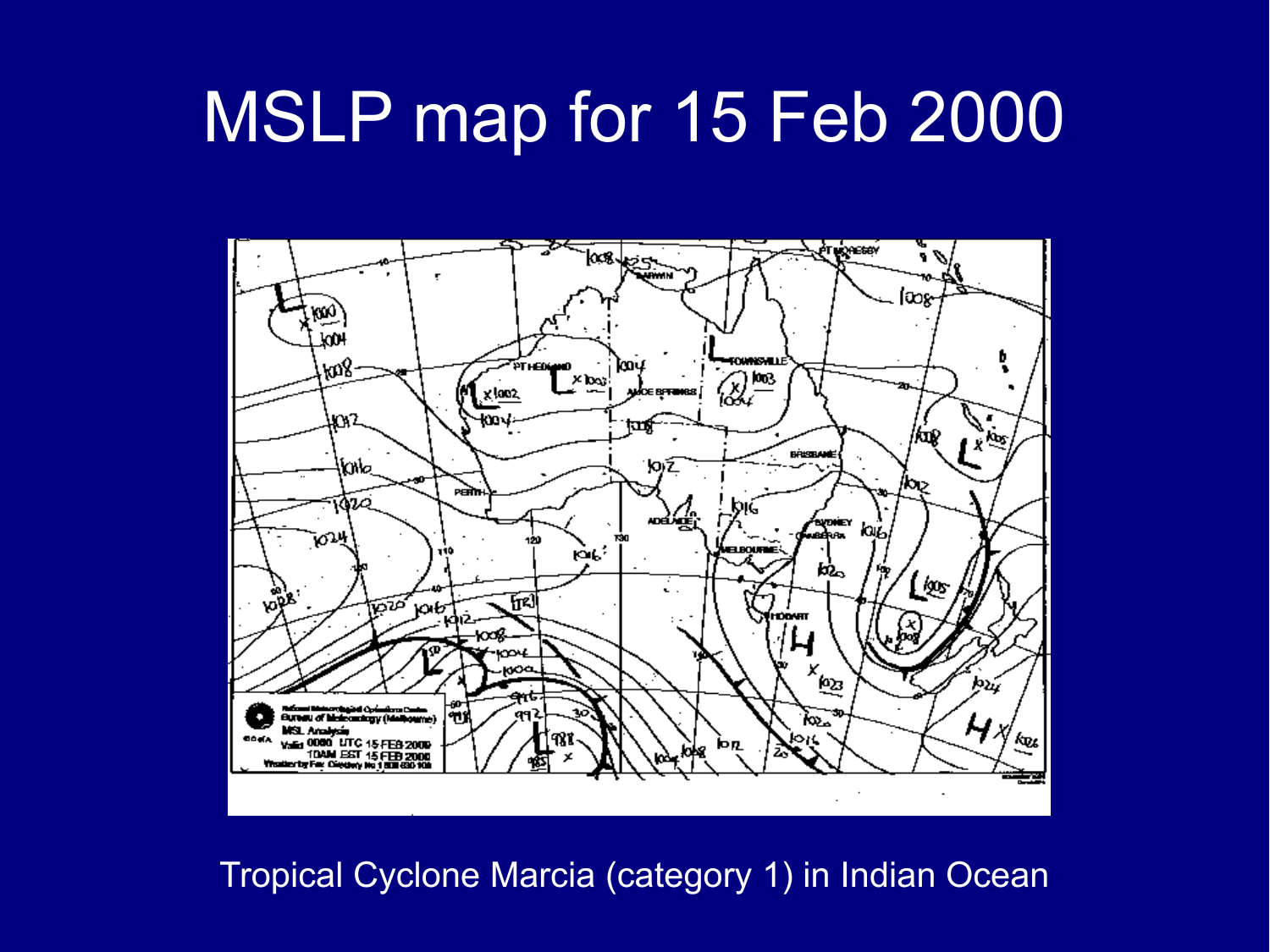# MSLP map for 15 Feb 2000

Tropical Cyclone Marcia (category 1) in Indian Ocean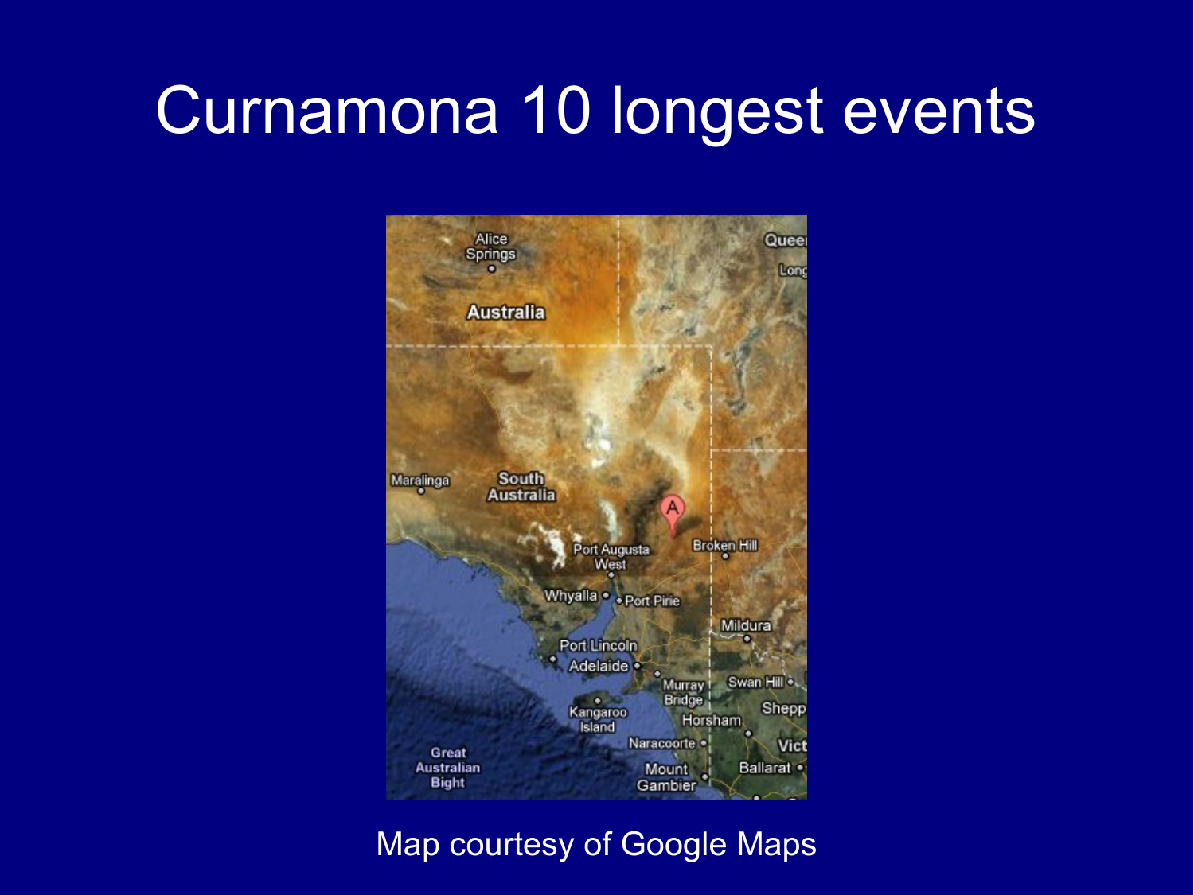# Curnamona 10 longest events

Map courtesy of Google Maps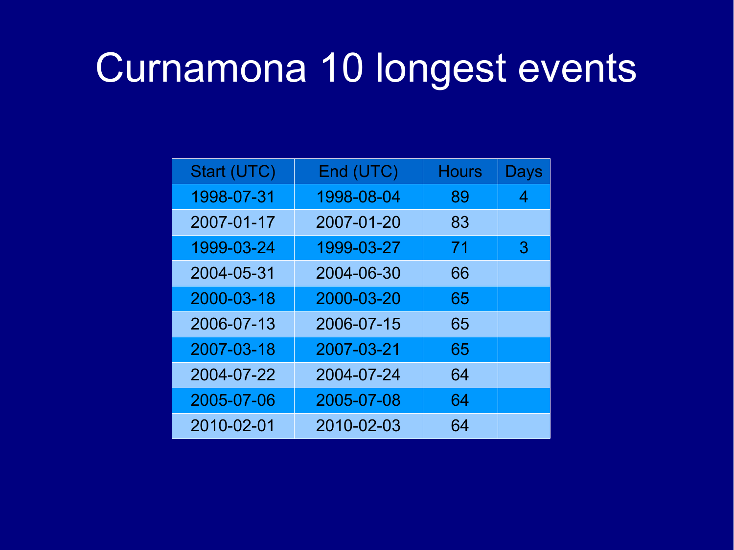# Curnamona 10 longest events

| Start (UTC) | End (UTC) | Hours | Days |
|---|---|---|---|
| 1998-07-31 | 1998-08-04 | 89 | 4 |
| 2007-01-17 | 2007-01-20 | 83 | |
| 1999-03-24 | 1999-03-27 | 71 | 3 |
| 2004-05-31 | 2004-06-30 | 66 | |
| 2000-03-18 | 2000-03-20 | 65 | |
| 2006-07-13 | 2006-07-15 | 65 | |
| 2007-03-18 | 2007-03-21 | 65 | |
| 2004-07-22 | 2004-07-24 | 64 | |
| 2005-07-06 | 2005-07-08 | 64 | |
| 2010-02-01 | 2010-02-03 | 64 | |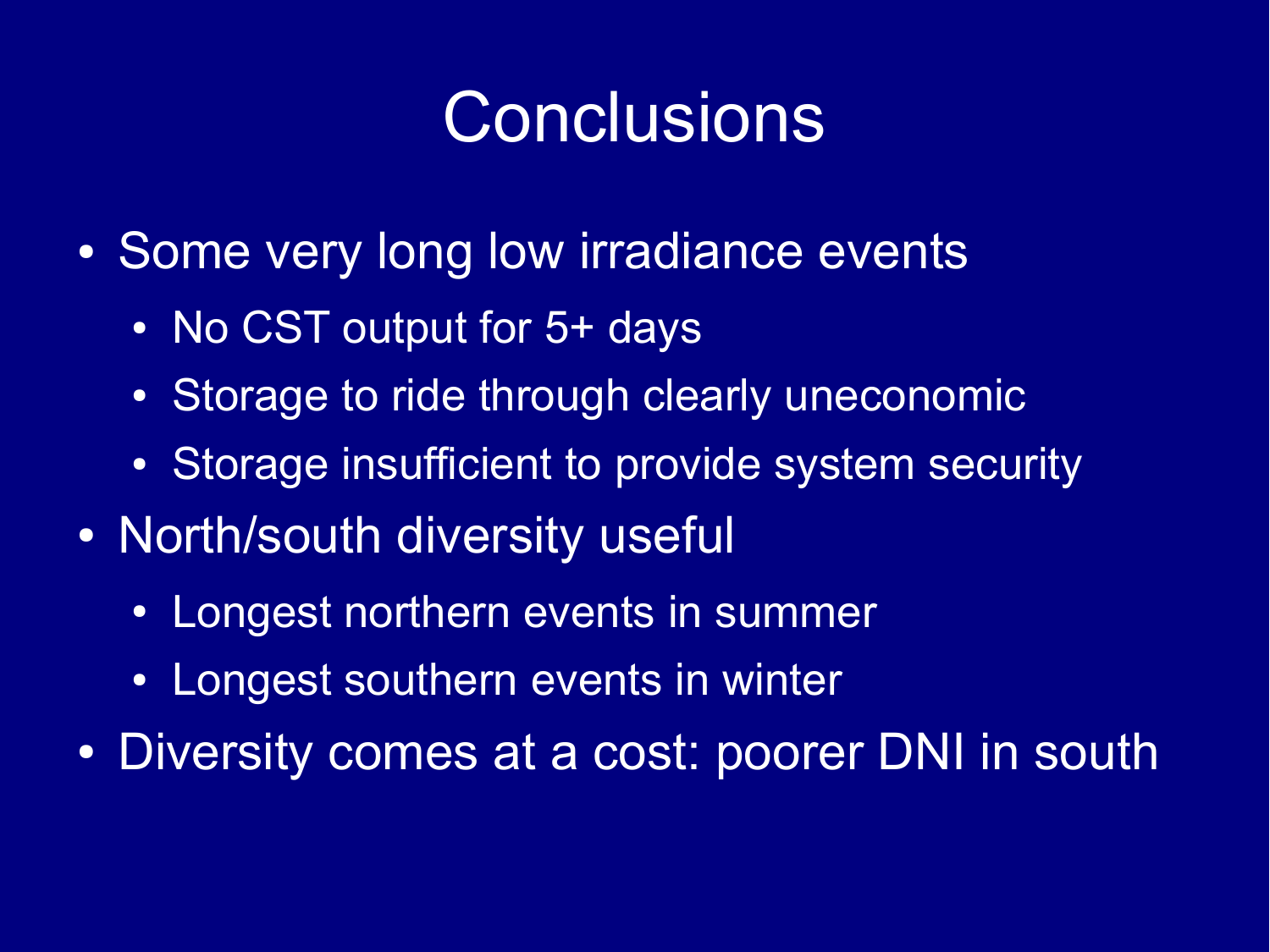# Conclusions

- Some very long low irradiance events
  - No CST output for 5+ days
  - Storage to ride through clearly uneconomic
  - Storage insufficient to provide system security
- North/south diversity useful
  - Longest northern events in summer
  - Longest southern events in winter
- Diversity comes at a cost: poorer DNI in south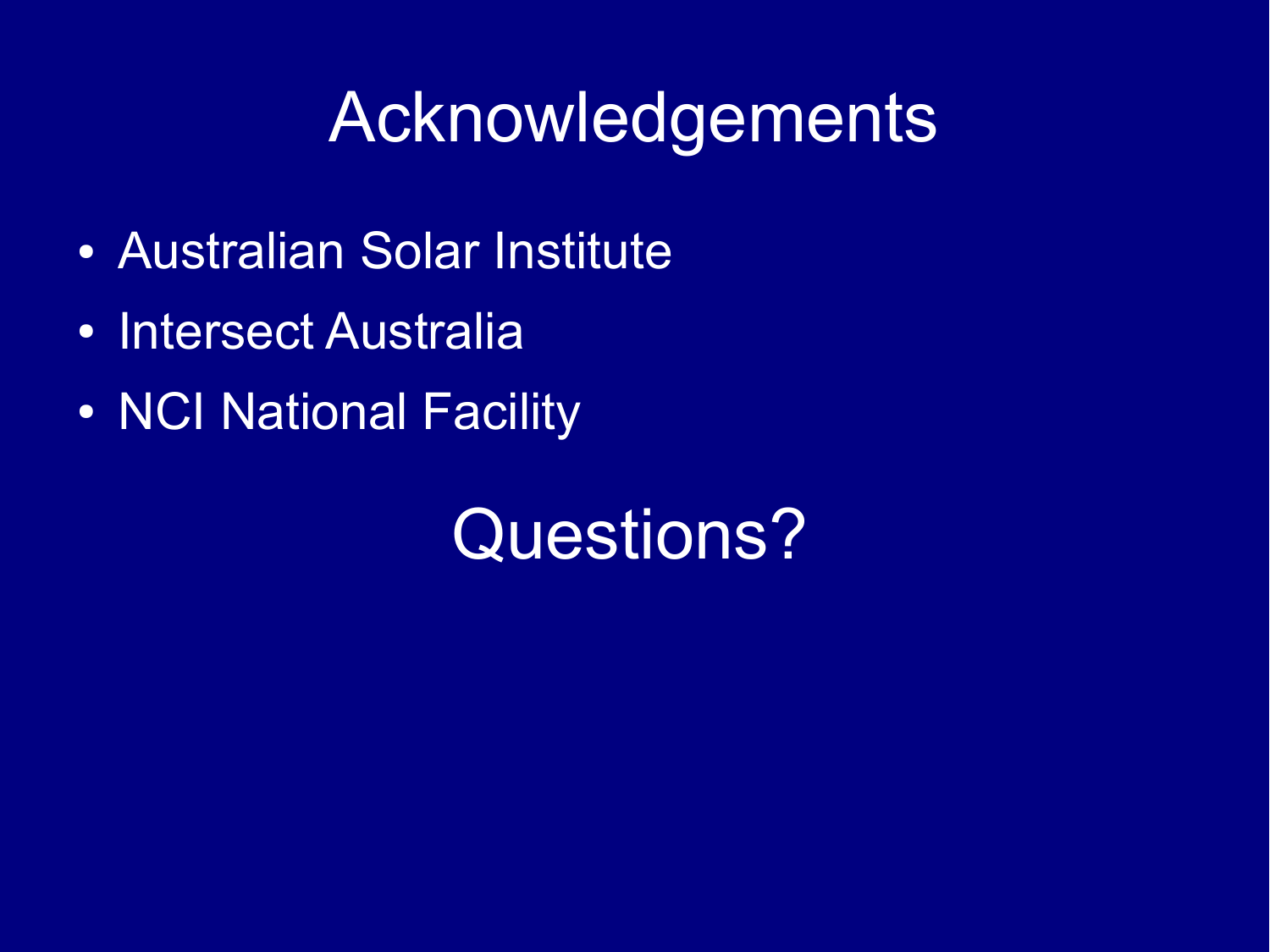# Acknowledgements

- Australian Solar Institute
- Intersect Australia
- NCI National Facility

# Questions?